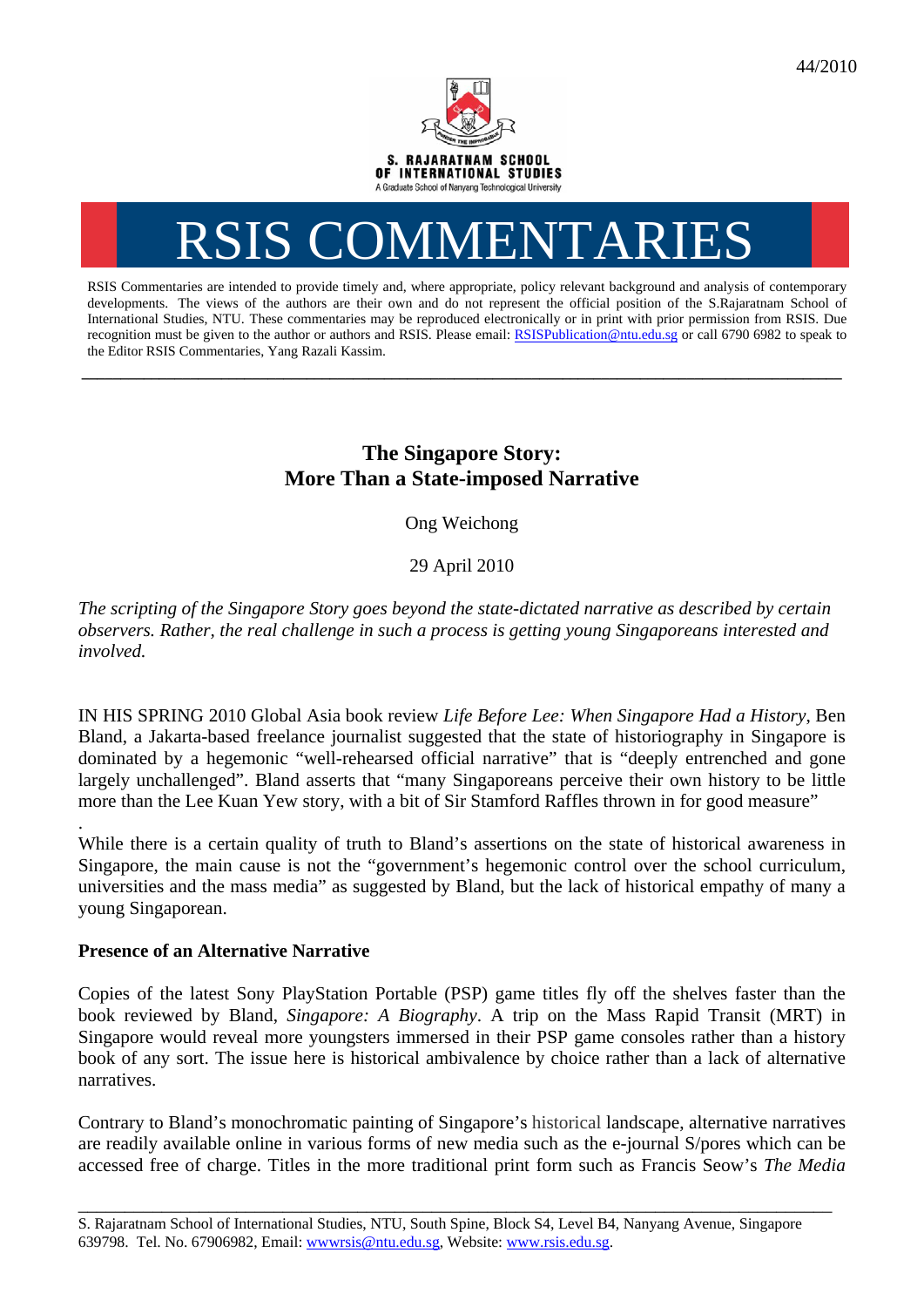44/2010

S. RAJARATNAM SCHOOL OF INTERNATIONAL STUDIES

A Graduate School of Nanyang Technological University

# RSIS COMMENTARIES

RSIS Commentaries are intended to provide timely and, where appropriate, policy relevant background and analysis of contemporary developments. The views of the authors are their own and do not represent the official position of the S.Rajaratnam School of International Studies, NTU. These commentaries may be reproduced electronically or in print with prior permission from RSIS. Due recognition must be given to the author or authors and RSIS. Please email: RSISPublication@ntu.edu.sg or call 6790 6982 to speak to the Editor RSIS Commentaries, Yang Razali Kassim.

---

## The Singapore Story: More Than a State-imposed Narrative

Ong Weichong

29 April 2010

*The scripting of the Singapore Story goes beyond the state-dictated narrative as described by certain observers. Rather, the real challenge in such a process is getting young Singaporeans interested and involved.*

IN HIS SPRING 2010 Global Asia book review *Life Before Lee: When Singapore Had a History*, Ben Bland, a Jakarta-based freelance journalist suggested that the state of historiography in Singapore is dominated by a hegemonic "well-rehearsed official narrative" that is "deeply entrenched and gone largely unchallenged". Bland asserts that "many Singaporeans perceive their own history to be little more than the Lee Kuan Yew story, with a bit of Sir Stamford Raffles thrown in for good measure"

.

While there is a certain quality of truth to Bland's assertions on the state of historical awareness in Singapore, the main cause is not the "government's hegemonic control over the school curriculum, universities and the mass media" as suggested by Bland, but the lack of historical empathy of many a young Singaporean.

**Presence of an Alternative Narrative**

Copies of the latest Sony PlayStation Portable (PSP) game titles fly off the shelves faster than the book reviewed by Bland, *Singapore: A Biography*. A trip on the Mass Rapid Transit (MRT) in Singapore would reveal more youngsters immersed in their PSP game consoles rather than a history book of any sort. The issue here is historical ambivalence by choice rather than a lack of alternative narratives.

Contrary to Bland's monochromatic painting of Singapore's historical landscape, alternative narratives are readily available online in various forms of new media such as the e-journal S/pores which can be accessed free of charge. Titles in the more traditional print form such as Francis Seow's *The Media*

---

S. Rajaratnam School of International Studies, NTU, South Spine, Block S4, Level B4, Nanyang Avenue, Singapore 639798. Tel. No. 67906982, Email: wwwrsis@ntu.edu.sg, Website: www.rsis.edu.sg.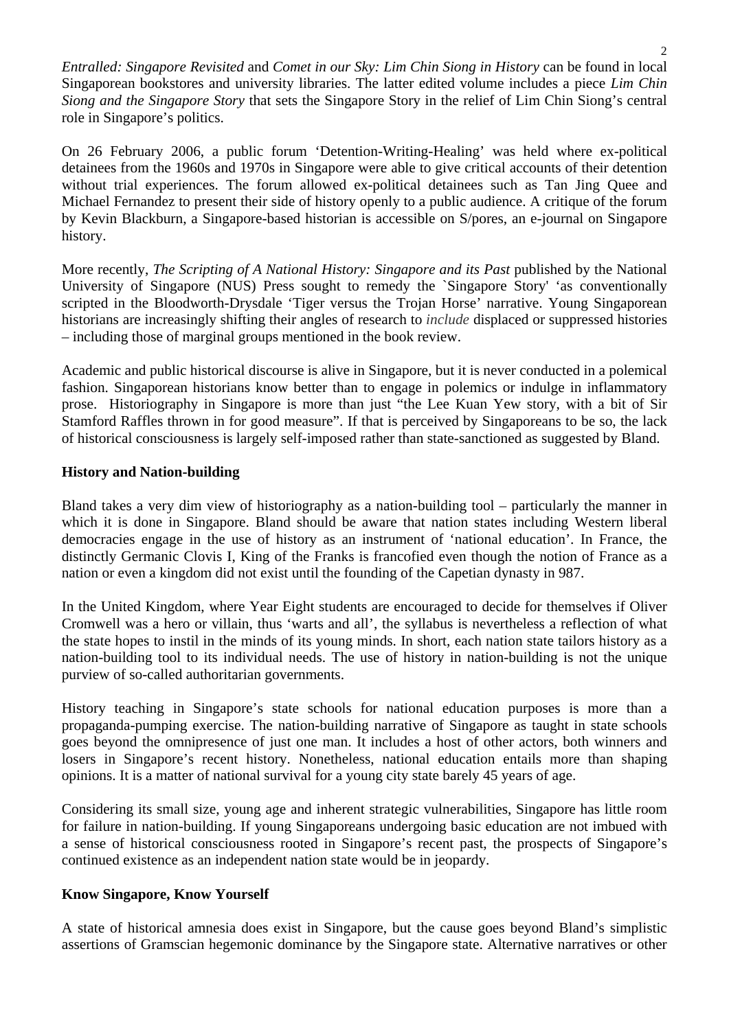*Entralled: Singapore Revisited* and *Comet in our Sky: Lim Chin Siong in History* can be found in local Singaporean bookstores and university libraries. The latter edited volume includes a piece *Lim Chin Siong and the Singapore Story* that sets the Singapore Story in the relief of Lim Chin Siong's central role in Singapore's politics.

On 26 February 2006, a public forum 'Detention-Writing-Healing' was held where ex-political detainees from the 1960s and 1970s in Singapore were able to give critical accounts of their detention without trial experiences. The forum allowed ex-political detainees such as Tan Jing Quee and Michael Fernandez to present their side of history openly to a public audience. A critique of the forum by Kevin Blackburn, a Singapore-based historian is accessible on S/pores, an e-journal on Singapore history.

More recently, *The Scripting of A National History: Singapore and its Past* published by the National University of Singapore (NUS) Press sought to remedy the `Singapore Story' 'as conventionally scripted in the Bloodworth-Drysdale 'Tiger versus the Trojan Horse' narrative. Young Singaporean historians are increasingly shifting their angles of research to *include* displaced or suppressed histories – including those of marginal groups mentioned in the book review.

Academic and public historical discourse is alive in Singapore, but it is never conducted in a polemical fashion. Singaporean historians know better than to engage in polemics or indulge in inflammatory prose. Historiography in Singapore is more than just "the Lee Kuan Yew story, with a bit of Sir Stamford Raffles thrown in for good measure". If that is perceived by Singaporeans to be so, the lack of historical consciousness is largely self-imposed rather than state-sanctioned as suggested by Bland.

**History and Nation-building**

Bland takes a very dim view of historiography as a nation-building tool – particularly the manner in which it is done in Singapore. Bland should be aware that nation states including Western liberal democracies engage in the use of history as an instrument of 'national education'. In France, the distinctly Germanic Clovis I, King of the Franks is francofied even though the notion of France as a nation or even a kingdom did not exist until the founding of the Capetian dynasty in 987.

In the United Kingdom, where Year Eight students are encouraged to decide for themselves if Oliver Cromwell was a hero or villain, thus 'warts and all', the syllabus is nevertheless a reflection of what the state hopes to instil in the minds of its young minds. In short, each nation state tailors history as a nation-building tool to its individual needs. The use of history in nation-building is not the unique purview of so-called authoritarian governments.

History teaching in Singapore's state schools for national education purposes is more than a propaganda-pumping exercise. The nation-building narrative of Singapore as taught in state schools goes beyond the omnipresence of just one man. It includes a host of other actors, both winners and losers in Singapore's recent history. Nonetheless, national education entails more than shaping opinions. It is a matter of national survival for a young city state barely 45 years of age.

Considering its small size, young age and inherent strategic vulnerabilities, Singapore has little room for failure in nation-building. If young Singaporeans undergoing basic education are not imbued with a sense of historical consciousness rooted in Singapore's recent past, the prospects of Singapore's continued existence as an independent nation state would be in jeopardy.

**Know Singapore, Know Yourself**

A state of historical amnesia does exist in Singapore, but the cause goes beyond Bland's simplistic assertions of Gramscian hegemonic dominance by the Singapore state. Alternative narratives or other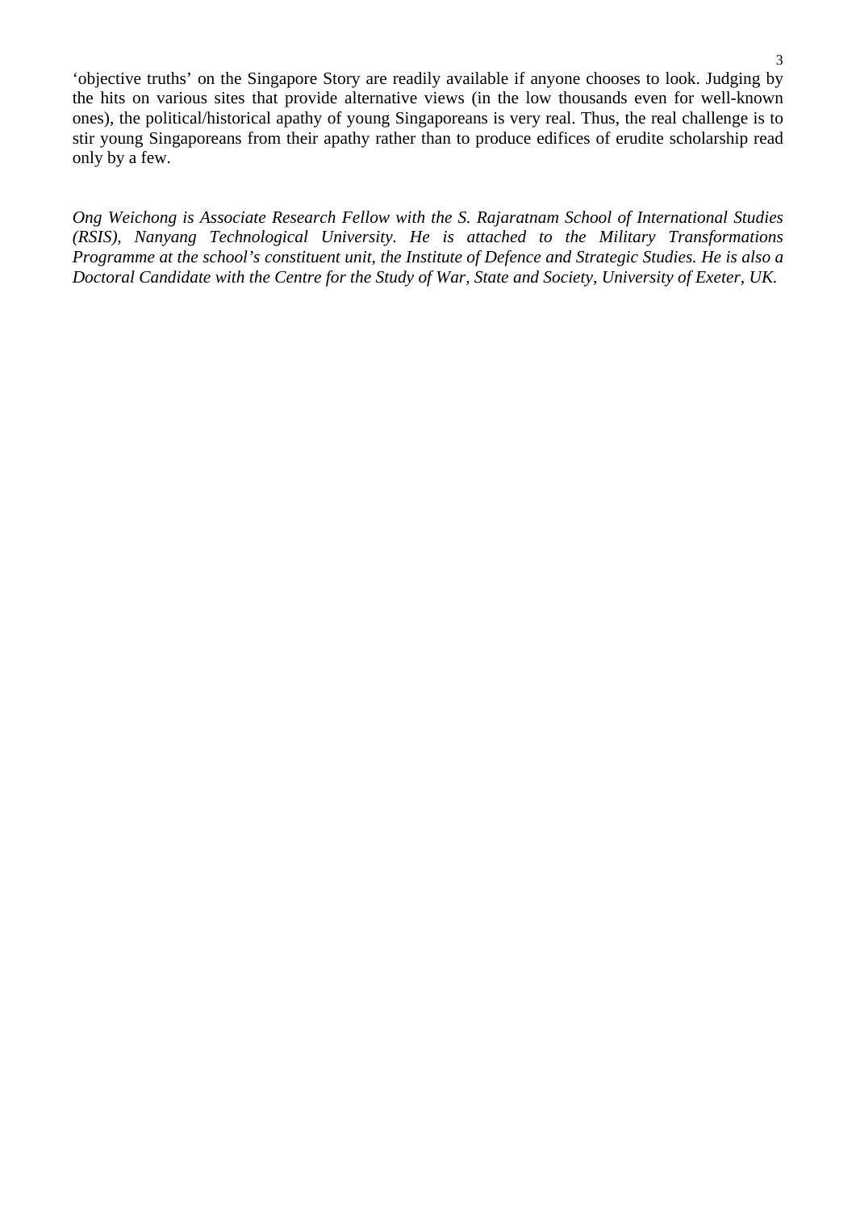'objective truths' on the Singapore Story are readily available if anyone chooses to look. Judging by the hits on various sites that provide alternative views (in the low thousands even for well-known ones), the political/historical apathy of young Singaporeans is very real. Thus, the real challenge is to stir young Singaporeans from their apathy rather than to produce edifices of erudite scholarship read only by a few.

*Ong Weichong is Associate Research Fellow with the S. Rajaratnam School of International Studies (RSIS), Nanyang Technological University. He is attached to the Military Transformations Programme at the school's constituent unit, the Institute of Defence and Strategic Studies. He is also a Doctoral Candidate with the Centre for the Study of War, State and Society, University of Exeter, UK.*